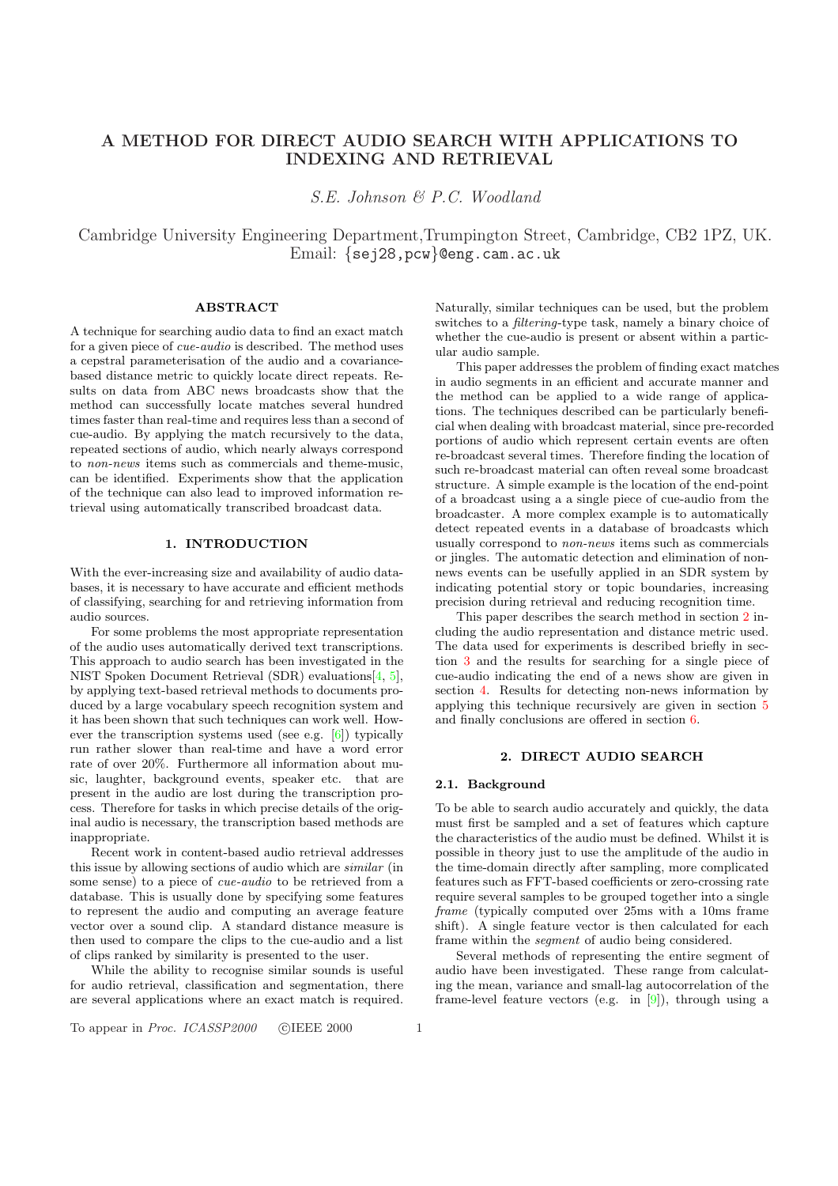# A METHOD FOR DIRECT AUDIO SEARCH WITH APPLICATIONS TO INDEXING AND RETRIEVAL

*S.E. Johnson & P.C. Woodland*

Cambridge University Engineering Department,Trumpington Street, Cambridge, CB2 1PZ, UK.
Email: {sej28,pcw}@eng.cam.ac.uk

### ABSTRACT

A technique for searching audio data to find an exact match for a given piece of *cue-audio* is described. The method uses a cepstral parameterisation of the audio and a covariance-based distance metric to quickly locate direct repeats. Results on data from ABC news broadcasts show that the method can successfully locate matches several hundred times faster than real-time and requires less than a second of cue-audio. By applying the match recursively to the data, repeated sections of audio, which nearly always correspond to *non-news* items such as commercials and theme-music, can be identified. Experiments show that the application of the technique can also lead to improved information retrieval using automatically transcribed broadcast data.

## 1. INTRODUCTION

With the ever-increasing size and availability of audio databases, it is necessary to have accurate and efficient methods of classifying, searching for and retrieving information from audio sources.

For some problems the most appropriate representation of the audio uses automatically derived text transcriptions. This approach to audio search has been investigated in the NIST Spoken Document Retrieval (SDR) evaluations[4, 5], by applying text-based retrieval methods to documents produced by a large vocabulary speech recognition system and it has been shown that such techniques can work well. However the transcription systems used (see e.g. [6]) typically run rather slower than real-time and have a word error rate of over 20%. Furthermore all information about music, laughter, background events, speaker etc. that are present in the audio are lost during the transcription process. Therefore for tasks in which precise details of the original audio is necessary, the transcription based methods are inappropriate.

Recent work in content-based audio retrieval addresses this issue by allowing sections of audio which are *similar* (in some sense) to a piece of *cue-audio* to be retrieved from a database. This is usually done by specifying some features to represent the audio and computing an average feature vector over a sound clip. A standard distance measure is then used to compare the clips to the cue-audio and a list of clips ranked by similarity is presented to the user.

While the ability to recognise similar sounds is useful for audio retrieval, classification and segmentation, there are several applications where an exact match is required. Naturally, similar techniques can be used, but the problem switches to a *filtering*-type task, namely a binary choice of whether the cue-audio is present or absent within a particular audio sample.

This paper addresses the problem of finding exact matches in audio segments in an efficient and accurate manner and the method can be applied to a wide range of applications. The techniques described can be particularly beneficial when dealing with broadcast material, since pre-recorded portions of audio which represent certain events are often re-broadcast several times. Therefore finding the location of such re-broadcast material can often reveal some broadcast structure. A simple example is the location of the end-point of a broadcast using a a single piece of cue-audio from the broadcaster. A more complex example is to automatically detect repeated events in a database of broadcasts which usually correspond to *non-news* items such as commercials or jingles. The automatic detection and elimination of non-news events can be usefully applied in an SDR system by indicating potential story or topic boundaries, increasing precision during retrieval and reducing recognition time.

This paper describes the search method in section 2 including the audio representation and distance metric used. The data used for experiments is described briefly in section 3 and the results for searching for a single piece of cue-audio indicating the end of a news show are given in section 4. Results for detecting non-news information by applying this technique recursively are given in section 5 and finally conclusions are offered in section 6.

## 2. DIRECT AUDIO SEARCH

### 2.1. Background

To be able to search audio accurately and quickly, the data must first be sampled and a set of features which capture the characteristics of the audio must be defined. Whilst it is possible in theory just to use the amplitude of the audio in the time-domain directly after sampling, more complicated features such as FFT-based coefficients or zero-crossing rate require several samples to be grouped together into a single *frame* (typically computed over 25ms with a 10ms frame shift). A single feature vector is then calculated for each frame within the *segment* of audio being considered.

Several methods of representing the entire segment of audio have been investigated. These range from calculating the mean, variance and small-lag autocorrelation of the frame-level feature vectors (e.g. in [9]), through using a

To appear in *Proc. ICASSP2000* ©IEEE 2000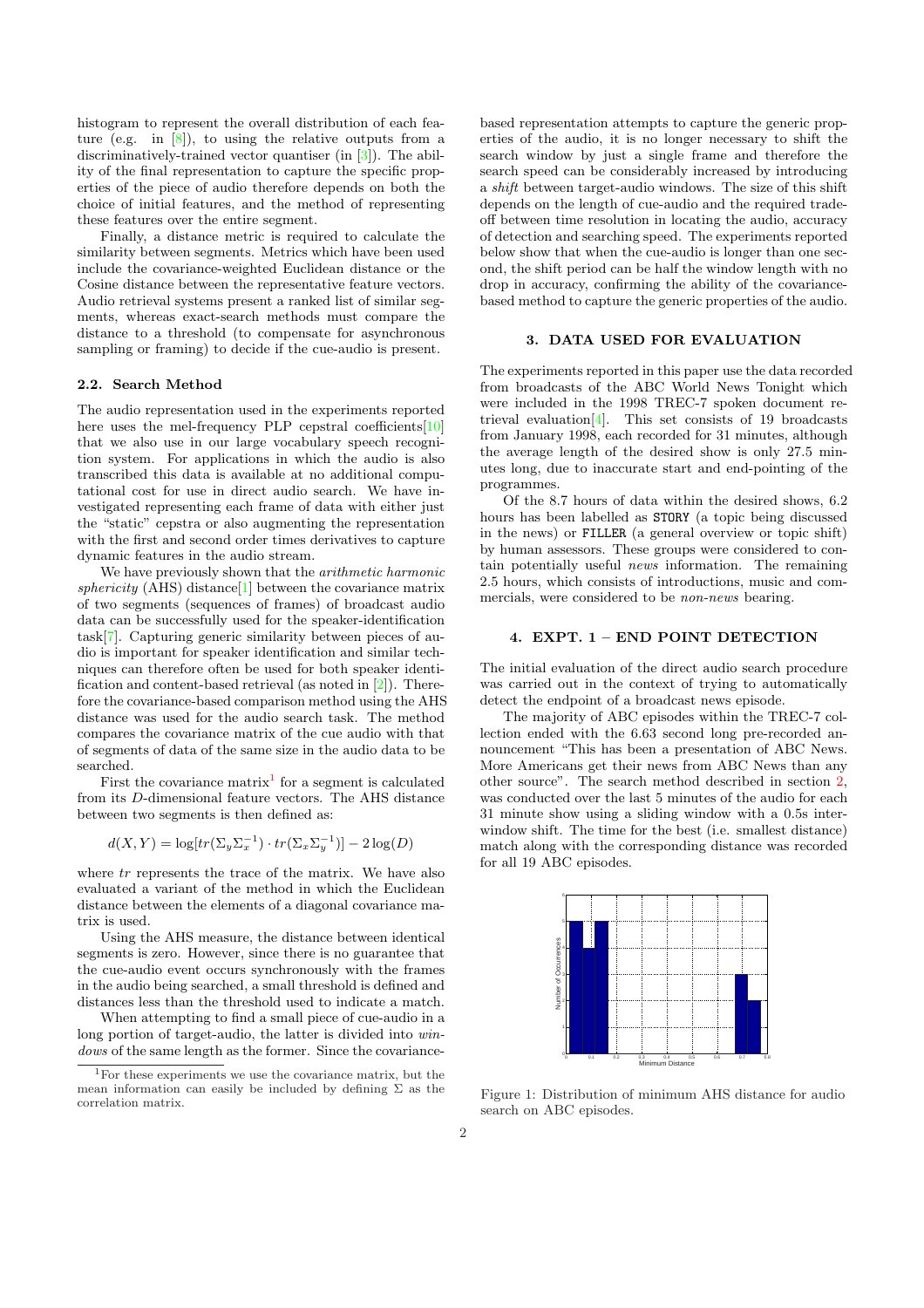histogram to represent the overall distribution of each feature (e.g. in [8]), to using the relative outputs from a discriminatively-trained vector quantiser (in [3]). The ability of the final representation to capture the specific properties of the piece of audio therefore depends on both the choice of initial features, and the method of representing these features over the entire segment.

Finally, a distance metric is required to calculate the similarity between segments. Metrics which have been used include the covariance-weighted Euclidean distance or the Cosine distance between the representative feature vectors. Audio retrieval systems present a ranked list of similar segments, whereas exact-search methods must compare the distance to a threshold (to compensate for asynchronous sampling or framing) to decide if the cue-audio is present.

### 2.2. Search Method

The audio representation used in the experiments reported here uses the mel-frequency PLP cepstral coefficients[10] that we also use in our large vocabulary speech recognition system. For applications in which the audio is also transcribed this data is available at no additional computational cost for use in direct audio search. We have investigated representing each frame of data with either just the "static" cepstra or also augmenting the representation with the first and second order times derivatives to capture dynamic features in the audio stream.

We have previously shown that the *arithmetic harmonic sphericity* (AHS) distance[1] between the covariance matrix of two segments (sequences of frames) of broadcast audio data can be successfully used for the speaker-identification task[7]. Capturing generic similarity between pieces of audio is important for speaker identification and similar techniques can therefore often be used for both speaker identification and content-based retrieval (as noted in [2]). Therefore the covariance-based comparison method using the AHS distance was used for the audio search task. The method compares the covariance matrix of the cue audio with that of segments of data of the same size in the audio data to be searched.

First the covariance matrix[1] for a segment is calculated from its $D$-dimensional feature vectors. The AHS distance between two segments is then defined as:

$$d(X,Y) = \log[tr(\Sigma_y \Sigma_x^{-1}) \cdot tr(\Sigma_x \Sigma_y^{-1})] - 2\log(D)$$

where $tr$ represents the trace of the matrix. We have also evaluated a variant of the method in which the Euclidean distance between the elements of a diagonal covariance matrix is used.

Using the AHS measure, the distance between identical segments is zero. However, since there is no guarantee that the cue-audio event occurs synchronously with the frames in the audio being searched, a small threshold is defined and distances less than the threshold used to indicate a match.

When attempting to find a small piece of cue-audio in a long portion of target-audio, the latter is divided into *windows* of the same length as the former. Since the covariance-based representation attempts to capture the generic properties of the audio, it is no longer necessary to shift the search window by just a single frame and therefore the search speed can be considerably increased by introducing a *shift* between target-audio windows. The size of this shift depends on the length of cue-audio and the required trade-off between time resolution in locating the audio, accuracy of detection and searching speed. The experiments reported below show that when the cue-audio is longer than one second, the shift period can be half the window length with no drop in accuracy, confirming the ability of the covariance-based method to capture the generic properties of the audio.

[1] For these experiments we use the covariance matrix, but the mean information can easily be included by defining $\Sigma$ as the correlation matrix.

## 3. DATA USED FOR EVALUATION

The experiments reported in this paper use the data recorded from broadcasts of the ABC World News Tonight which were included in the 1998 TREC-7 spoken document retrieval evaluation[4]. This set consists of 19 broadcasts from January 1998, each recorded for 31 minutes, although the average length of the desired show is only 27.5 minutes long, due to inaccurate start and end-pointing of the programmes.

Of the 8.7 hours of data within the desired shows, 6.2 hours has been labelled as `STORY` (a topic being discussed in the news) or `FILLER` (a general overview or topic shift) by human assessors. These groups were considered to contain potentially useful *news* information. The remaining 2.5 hours, which consists of introductions, music and commercials, were considered to be *non-news* bearing.

## 4. EXPT. 1 – END POINT DETECTION

The initial evaluation of the direct audio search procedure was carried out in the context of trying to automatically detect the endpoint of a broadcast news episode.

The majority of ABC episodes within the TREC-7 collection ended with the 6.63 second long pre-recorded announcement "This has been a presentation of ABC News. More Americans get their news from ABC News than any other source". The search method described in section 2, was conducted over the last 5 minutes of the audio for each 31 minute show using a sliding window with a 0.5s inter-window shift. The time for the best (i.e. smallest distance) match along with the corresponding distance was recorded for all 19 ABC episodes.

Figure 1: Distribution of minimum AHS distance for audio search on ABC episodes.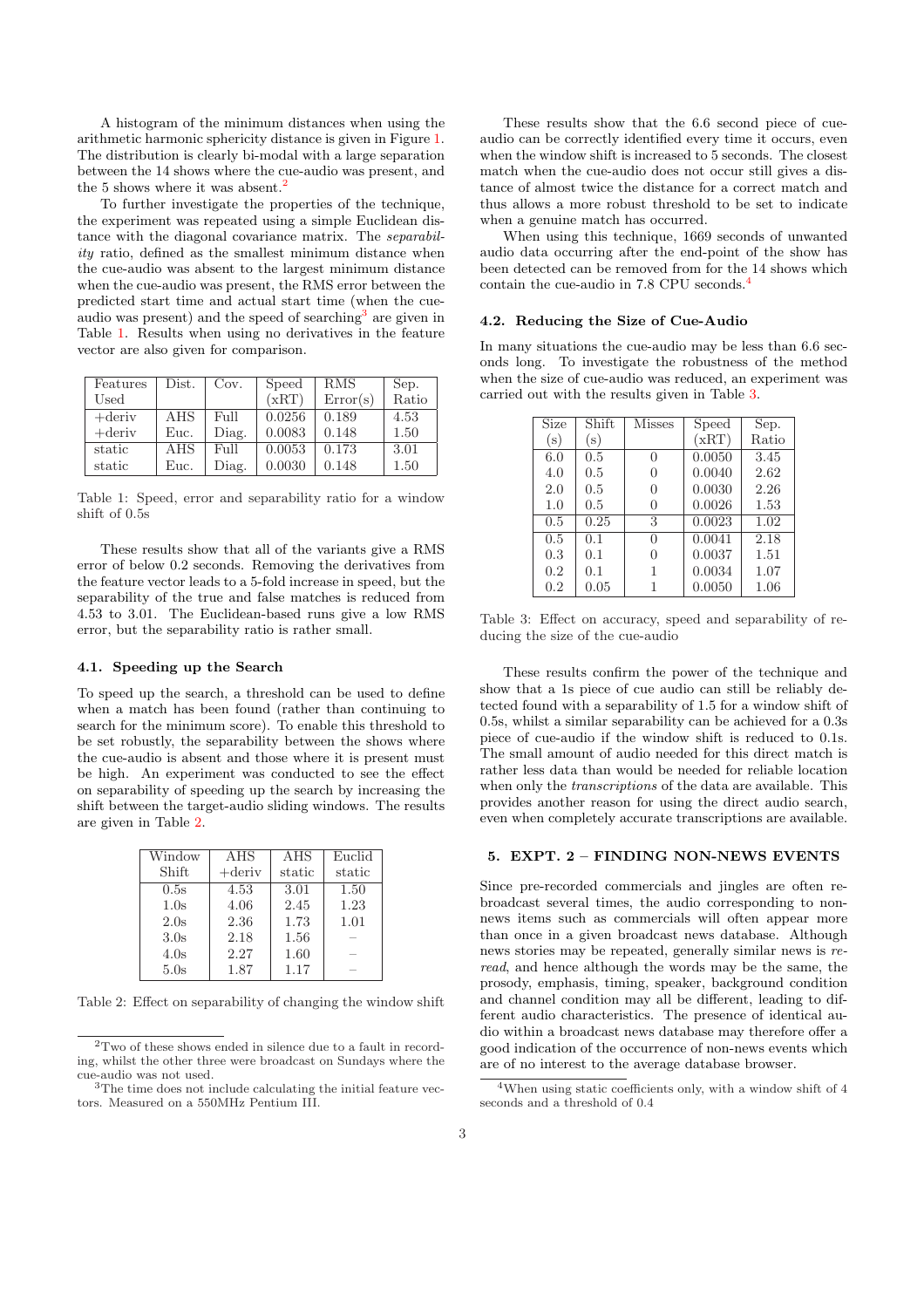A histogram of the minimum distances when using the arithmetic harmonic sphericity distance is given in Figure 1. The distribution is clearly bi-modal with a large separation between the 14 shows where the cue-audio was present, and the 5 shows where it was absent.[2]

To further investigate the properties of the technique, the experiment was repeated using a simple Euclidean distance with the diagonal covariance matrix. The *separability* ratio, defined as the smallest minimum distance when the cue-audio was absent to the largest minimum distance when the cue-audio was present, the RMS error between the predicted start time and actual start time (when the cue-audio was present) and the speed of searching[3] are given in Table 1. Results when using no derivatives in the feature vector are also given for comparison.

| Features Used | Dist. | Cov. | Speed (xRT) | RMS Error(s) | Sep. Ratio |
|---|---|---|---|---|---|
| +deriv | AHS | Full | 0.0256 | 0.189 | 4.53 |
| +deriv | Euc. | Diag. | 0.0083 | 0.148 | 1.50 |
| static | AHS | Full | 0.0053 | 0.173 | 3.01 |
| static | Euc. | Diag. | 0.0030 | 0.148 | 1.50 |

Table 1: Speed, error and separability ratio for a window shift of 0.5s

These results show that all of the variants give a RMS error of below 0.2 seconds. Removing the derivatives from the feature vector leads to a 5-fold increase in speed, but the separability of the true and false matches is reduced from 4.53 to 3.01. The Euclidean-based runs give a low RMS error, but the separability ratio is rather small.

### 4.1. Speeding up the Search

To speed up the search, a threshold can be used to define when a match has been found (rather than continuing to search for the minimum score). To enable this threshold to be set robustly, the separability between the shows where the cue-audio is absent and those where it is present must be high. An experiment was conducted to see the effect on separability of speeding up the search by increasing the shift between the target-audio sliding windows. The results are given in Table 2.

| Window Shift | AHS +deriv | AHS static | Euclid static |
|---|---|---|---|
| 0.5s | 4.53 | 3.01 | 1.50 |
| 1.0s | 4.06 | 2.45 | 1.23 |
| 2.0s | 2.36 | 1.73 | 1.01 |
| 3.0s | 2.18 | 1.56 | – |
| 4.0s | 2.27 | 1.60 | – |
| 5.0s | 1.87 | 1.17 | – |

Table 2: Effect on separability of changing the window shift

These results show that the 6.6 second piece of cue-audio can be correctly identified every time it occurs, even when the window shift is increased to 5 seconds. The closest match when the cue-audio does not occur still gives a distance of almost twice the distance for a correct match and thus allows a more robust threshold to be set to indicate when a genuine match has occurred.

When using this technique, 1669 seconds of unwanted audio data occurring after the end-point of the show has been detected can be removed from for the 14 shows which contain the cue-audio in 7.8 CPU seconds.[4]

### 4.2. Reducing the Size of Cue-Audio

In many situations the cue-audio may be less than 6.6 seconds long. To investigate the robustness of the method when the size of cue-audio was reduced, an experiment was carried out with the results given in Table 3.

| Size (s) | Shift (s) | Misses | Speed (xRT) | Sep. Ratio |
|---|---|---|---|---|
| 6.0 | 0.5 | 0 | 0.0050 | 3.45 |
| 4.0 | 0.5 | 0 | 0.0040 | 2.62 |
| 2.0 | 0.5 | 0 | 0.0030 | 2.26 |
| 1.0 | 0.5 | 0 | 0.0026 | 1.53 |
| 0.5 | 0.25 | 3 | 0.0023 | 1.02 |
| 0.5 | 0.1 | 0 | 0.0041 | 2.18 |
| 0.3 | 0.1 | 0 | 0.0037 | 1.51 |
| 0.2 | 0.1 | 1 | 0.0034 | 1.07 |
| 0.2 | 0.05 | 1 | 0.0050 | 1.06 |

Table 3: Effect on accuracy, speed and separability of reducing the size of the cue-audio

These results confirm the power of the technique and show that a 1s piece of cue audio can still be reliably detected found with a separability of 1.5 for a window shift of 0.5s, whilst a similar separability can be achieved for a 0.3s piece of cue-audio if the window shift is reduced to 0.1s. The small amount of audio needed for this direct match is rather less data than would be needed for reliable location when only the *transcriptions* of the data are available. This provides another reason for using the direct audio search, even when completely accurate transcriptions are available.

## 5. EXPT. 2 – FINDING NON-NEWS EVENTS

Since pre-recorded commercials and jingles are often rebroadcast several times, the audio corresponding to non-news items such as commercials will often appear more than once in a given broadcast news database. Although news stories may be repeated, generally similar news is *re-read*, and hence although the words may be the same, the prosody, emphasis, timing, speaker, background condition and channel condition may all be different, leading to different audio characteristics. The presence of identical audio within a broadcast news database may therefore offer a good indication of the occurrence of non-news events which are of no interest to the average database browser.

---

[2] Two of these shows ended in silence due to a fault in recording, whilst the other three were broadcast on Sundays where the cue-audio was not used.

[3] The time does not include calculating the initial feature vectors. Measured on a 550MHz Pentium III.

[4] When using static coefficients only, with a window shift of 4 seconds and a threshold of 0.4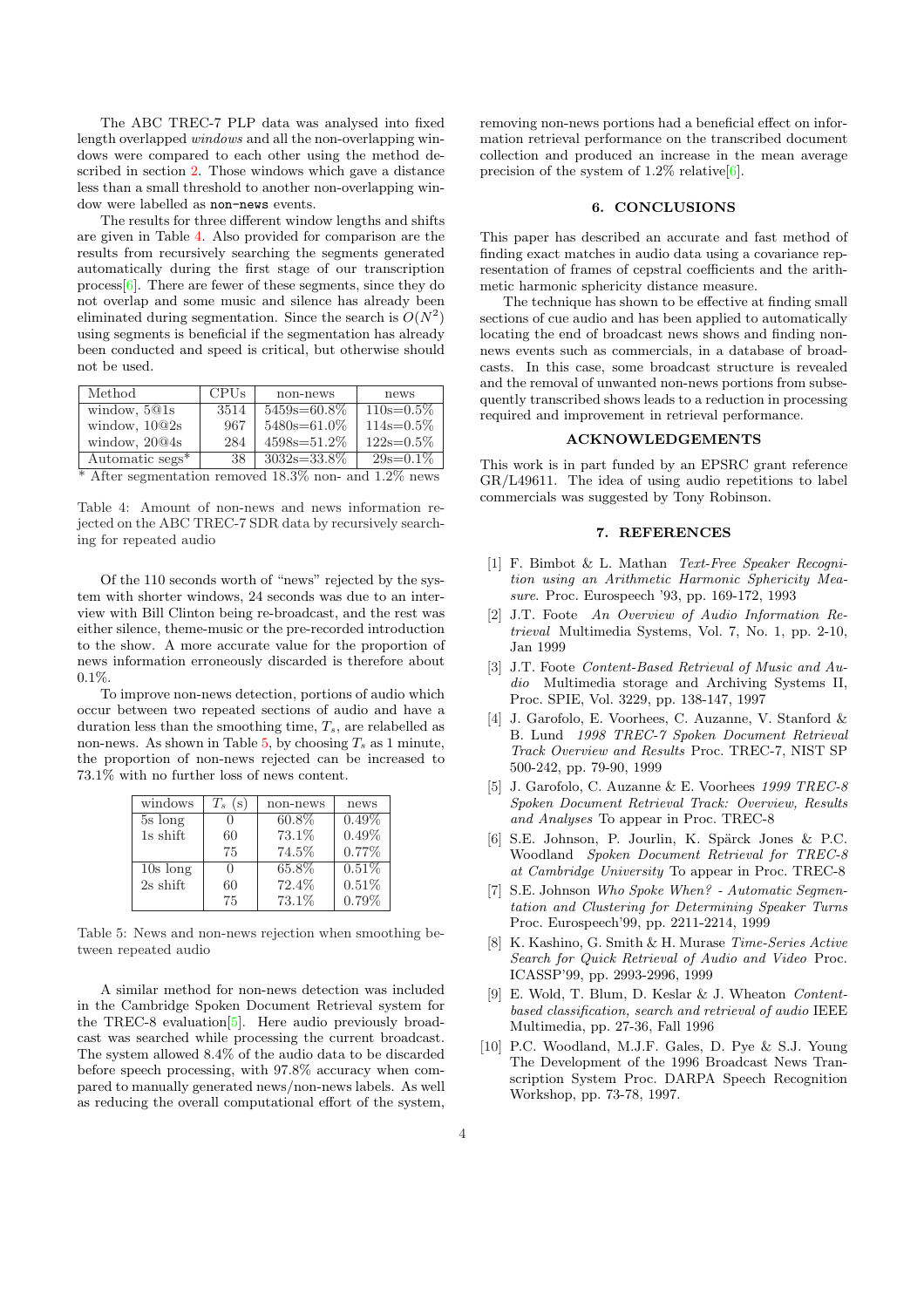The ABC TREC-7 PLP data was analysed into fixed length overlapped *windows* and all the non-overlapping windows were compared to each other using the method described in section 2. Those windows which gave a distance less than a small threshold to another non-overlapping window were labelled as `non-news` events.

The results for three different window lengths and shifts are given in Table 4. Also provided for comparison are the results from recursively searching the segments generated automatically during the first stage of our transcription process[6]. There are fewer of these segments, since they do not overlap and some music and silence has already been eliminated during segmentation. Since the search is $O(N^2)$ using segments is beneficial if the segmentation has already been conducted and speed is critical, but otherwise should not be used.

| Method | CPUs | non-news | news |
|---|---|---|---|
| window, 5@1s | 3514 | 5459s=60.8% | 110s=0.5% |
| window, 10@2s | 967 | 5480s=61.0% | 114s=0.5% |
| window, 20@4s | 284 | 4598s=51.2% | 122s=0.5% |
| Automatic segs* | 38 | 3032s=33.8% | 29s=0.1% |

\* After segmentation removed 18.3% non- and 1.2% news

Table 4: Amount of non-news and news information rejected on the ABC TREC-7 SDR data by recursively searching for repeated audio

Of the 110 seconds worth of "news" rejected by the system with shorter windows, 24 seconds was due to an interview with Bill Clinton being re-broadcast, and the rest was either silence, theme-music or the pre-recorded introduction to the show. A more accurate value for the proportion of news information erroneously discarded is therefore about 0.1%.

To improve non-news detection, portions of audio which occur between two repeated sections of audio and have a duration less than the smoothing time, $T_s$, are relabelled as non-news. As shown in Table 5, by choosing $T_s$ as 1 minute, the proportion of non-news rejected can be increased to 73.1% with no further loss of news content.

| windows | $T_s$ (s) | non-news | news |
|---|---|---|---|
| 5s long | 0 | 60.8% | 0.49% |
| 1s shift | 60 | 73.1% | 0.49% |
| | 75 | 74.5% | 0.77% |
| 10s long | 0 | 65.8% | 0.51% |
| 2s shift | 60 | 72.4% | 0.51% |
| | 75 | 73.1% | 0.79% |

Table 5: News and non-news rejection when smoothing between repeated audio

A similar method for non-news detection was included in the Cambridge Spoken Document Retrieval system for the TREC-8 evaluation[5]. Here audio previously broadcast was searched while processing the current broadcast. The system allowed 8.4% of the audio data to be discarded before speech processing, with 97.8% accuracy when compared to manually generated news/non-news labels. As well as reducing the overall computational effort of the system, removing non-news portions had a beneficial effect on information retrieval performance on the transcribed document collection and produced an increase in the mean average precision of the system of 1.2% relative[6].

## 6. CONCLUSIONS

This paper has described an accurate and fast method of finding exact matches in audio data using a covariance representation of frames of cepstral coefficients and the arithmetic harmonic sphericity distance measure.

The technique has shown to be effective at finding small sections of cue audio and has been applied to automatically locating the end of broadcast news shows and finding non-news events such as commercials, in a database of broadcasts. In this case, some broadcast structure is revealed and the removal of unwanted non-news portions from subsequently transcribed shows leads to a reduction in processing required and improvement in retrieval performance.

## ACKNOWLEDGEMENTS

This work is in part funded by an EPSRC grant reference GR/L49611. The idea of using audio repetitions to label commercials was suggested by Tony Robinson.

## 7. REFERENCES

[1] F. Bimbot & L. Mathan *Text-Free Speaker Recognition using an Arithmetic Harmonic Sphericity Measure.* Proc. Eurospeech '93, pp. 169-172, 1993

[2] J.T. Foote *An Overview of Audio Information Retrieval* Multimedia Systems, Vol. 7, No. 1, pp. 2-10, Jan 1999

[3] J.T. Foote *Content-Based Retrieval of Music and Audio* Multimedia storage and Archiving Systems II, Proc. SPIE, Vol. 3229, pp. 138-147, 1997

[4] J. Garofolo, E. Voorhees, C. Auzanne, V. Stanford & B. Lund *1998 TREC-7 Spoken Document Retrieval Track Overview and Results* Proc. TREC-7, NIST SP 500-242, pp. 79-90, 1999

[5] J. Garofolo, C. Auzanne & E. Voorhees *1999 TREC-8 Spoken Document Retrieval Track: Overview, Results and Analyses* To appear in Proc. TREC-8

[6] S.E. Johnson, P. Jourlin, K. Spärck Jones & P.C. Woodland *Spoken Document Retrieval for TREC-8 at Cambridge University* To appear in Proc. TREC-8

[7] S.E. Johnson *Who Spoke When? - Automatic Segmentation and Clustering for Determining Speaker Turns* Proc. Eurospeech'99, pp. 2211-2214, 1999

[8] K. Kashino, G. Smith & H. Murase *Time-Series Active Search for Quick Retrieval of Audio and Video* Proc. ICASSP'99, pp. 2993-2996, 1999

[9] E. Wold, T. Blum, D. Keslar & J. Wheaton *Content-based classification, search and retrieval of audio* IEEE Multimedia, pp. 27-36, Fall 1996

[10] P.C. Woodland, M.J.F. Gales, D. Pye & S.J. Young The Development of the 1996 Broadcast News Transcription System Proc. DARPA Speech Recognition Workshop, pp. 73-78, 1997.